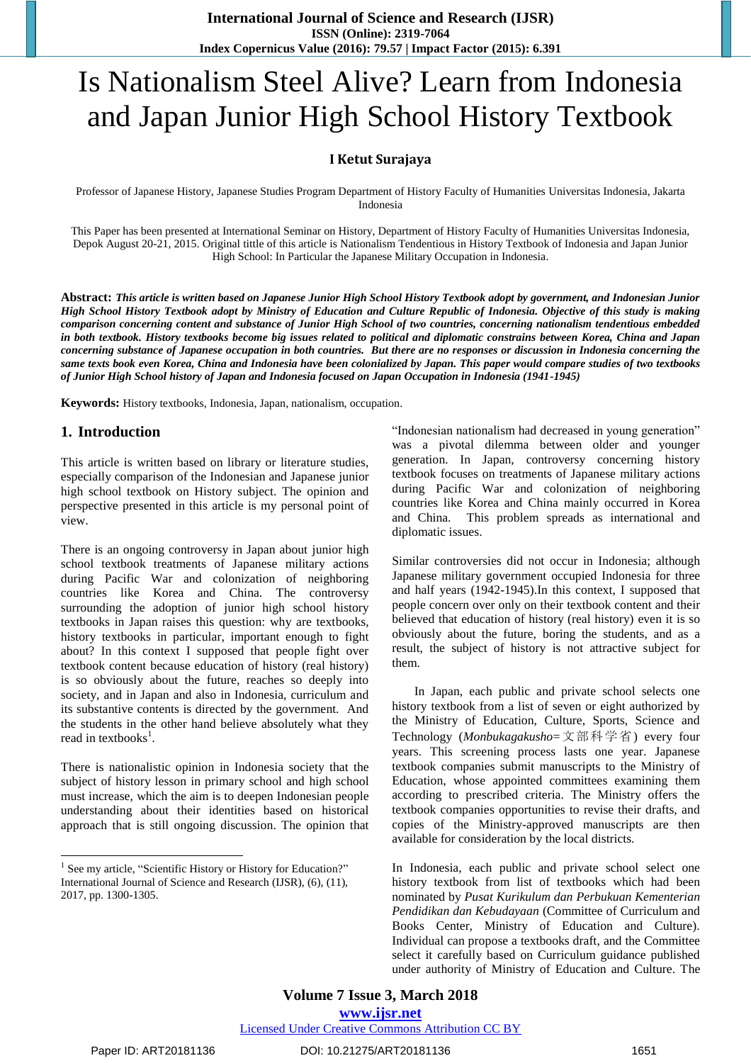# Is Nationalism Steel Alive? Learn from Indonesia and Japan Junior High School History Textbook

**I Ketut Surajaya**

Professor of Japanese History, Japanese Studies Program Department of History Faculty of Humanities Universitas Indonesia, Jakarta Indonesia

This Paper has been presented at International Seminar on History, Department of History Faculty of Humanities Universitas Indonesia, Depok August 20-21, 2015. Original tittle of this article is Nationalism Tendentious in History Textbook of Indonesia and Japan Junior High School: In Particular the Japanese Military Occupation in Indonesia.

**Abstract:** ***This article is written based on Japanese Junior High School History Textbook adopt by government, and Indonesian Junior High School History Textbook adopt by Ministry of Education and Culture Republic of Indonesia. Objective of this study is making comparison concerning content and substance of Junior High School of two countries, concerning nationalism tendentious embedded in both textbook. History textbooks become big issues related to political and diplomatic constrains between Korea, China and Japan concerning substance of Japanese occupation in both countries. But there are no responses or discussion in Indonesia concerning the same texts book even Korea, China and Indonesia have been colonialized by Japan. This paper would compare studies of two textbooks of Junior High School history of Japan and Indonesia focused on Japan Occupation in Indonesia (1941-1945)***

**Keywords:** History textbooks, Indonesia, Japan, nationalism, occupation.

## 1. Introduction

This article is written based on library or literature studies, especially comparison of the Indonesian and Japanese junior high school textbook on History subject. The opinion and perspective presented in this article is my personal point of view.

There is an ongoing controversy in Japan about junior high school textbook treatments of Japanese military actions during Pacific War and colonization of neighboring countries like Korea and China. The controversy surrounding the adoption of junior high school history textbooks in Japan raises this question: why are textbooks, history textbooks in particular, important enough to fight about? In this context I supposed that people fight over textbook content because education of history (real history) is so obviously about the future, reaches so deeply into society, and in Japan and also in Indonesia, curriculum and its substantive contents is directed by the government. And the students in the other hand believe absolutely what they read in textbooks[1].

There is nationalistic opinion in Indonesia society that the subject of history lesson in primary school and high school must increase, which the aim is to deepen Indonesian people understanding about their identities based on historical approach that is still ongoing discussion. The opinion that "Indonesian nationalism had decreased in young generation" was a pivotal dilemma between older and younger generation. In Japan, controversy concerning history textbook focuses on treatments of Japanese military actions during Pacific War and colonization of neighboring countries like Korea and China mainly occurred in Korea and China. This problem spreads as international and diplomatic issues.

Similar controversies did not occur in Indonesia; although Japanese military government occupied Indonesia for three and half years (1942-1945).In this context, I supposed that people concern over only on their textbook content and their believed that education of history (real history) even it is so obviously about the future, boring the students, and as a result, the subject of history is not attractive subject for them.

In Japan, each public and private school selects one history textbook from a list of seven or eight authorized by the Ministry of Education, Culture, Sports, Science and Technology (*Monbukagakusho*=文部科学省) every four years. This screening process lasts one year. Japanese textbook companies submit manuscripts to the Ministry of Education, whose appointed committees examining them according to prescribed criteria. The Ministry offers the textbook companies opportunities to revise their drafts, and copies of the Ministry-approved manuscripts are then available for consideration by the local districts.

In Indonesia, each public and private school select one history textbook from list of textbooks which had been nominated by *Pusat Kurikulum dan Perbukuan Kementerian Pendidikan dan Kebudayaan* (Committee of Curriculum and Books Center, Ministry of Education and Culture). Individual can propose a textbooks draft, and the Committee select it carefully based on Curriculum guidance published under authority of Ministry of Education and Culture. The

---

[1] See my article, "Scientific History or History for Education?" International Journal of Science and Research (IJSR), (6), (11), 2017, pp. 1300-1305.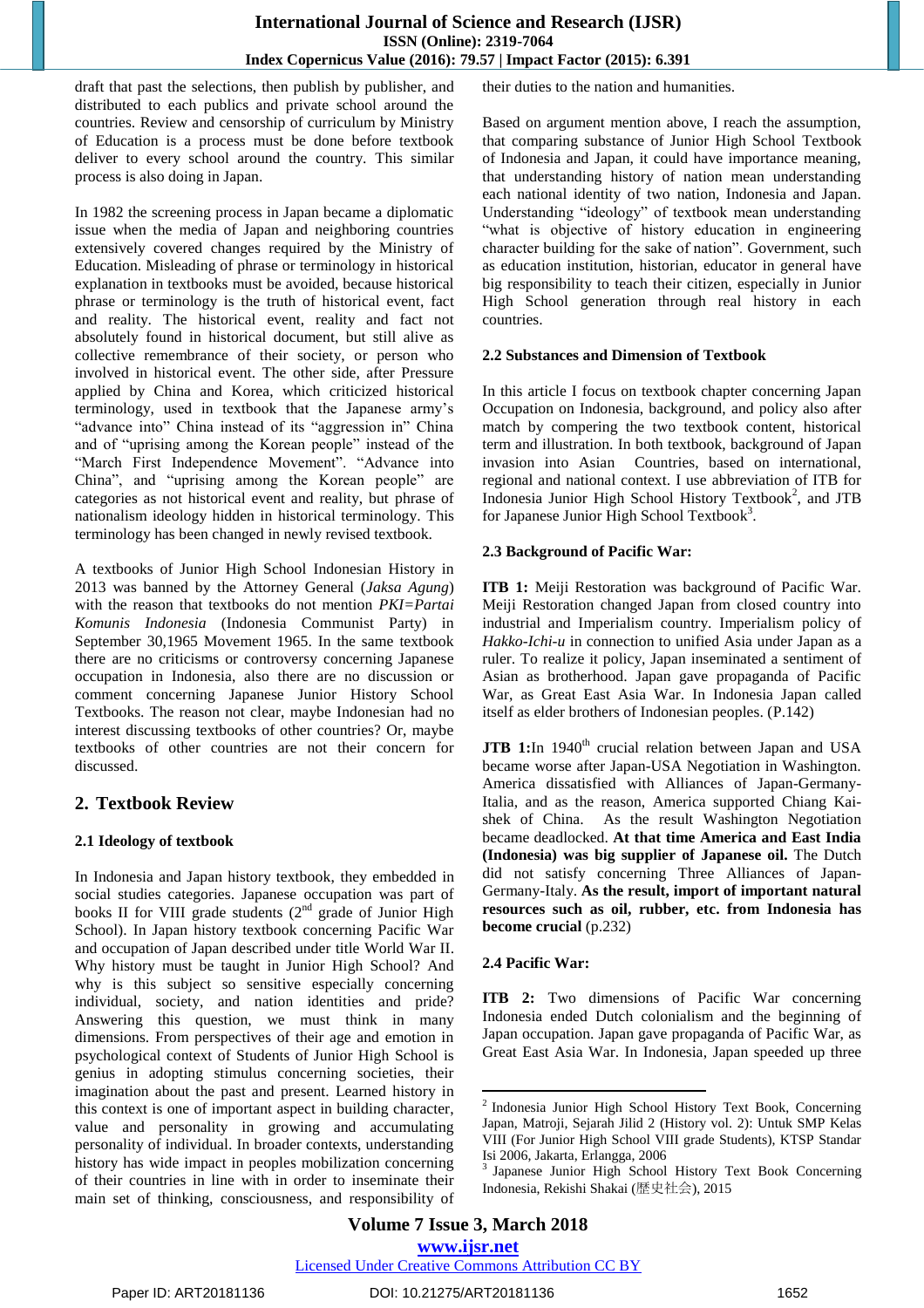draft that past the selections, then publish by publisher, and distributed to each publics and private school around the countries. Review and censorship of curriculum by Ministry of Education is a process must be done before textbook deliver to every school around the country. This similar process is also doing in Japan.

In 1982 the screening process in Japan became a diplomatic issue when the media of Japan and neighboring countries extensively covered changes required by the Ministry of Education. Misleading of phrase or terminology in historical explanation in textbooks must be avoided, because historical phrase or terminology is the truth of historical event, fact and reality. The historical event, reality and fact not absolutely found in historical document, but still alive as collective remembrance of their society, or person who involved in historical event. The other side, after Pressure applied by China and Korea, which criticized historical terminology, used in textbook that the Japanese army's "advance into" China instead of its "aggression in" China and of "uprising among the Korean people" instead of the "March First Independence Movement". "Advance into China", and "uprising among the Korean people" are categories as not historical event and reality, but phrase of nationalism ideology hidden in historical terminology. This terminology has been changed in newly revised textbook.

A textbooks of Junior High School Indonesian History in 2013 was banned by the Attorney General (*Jaksa Agung*) with the reason that textbooks do not mention *PKI=Partai Komunis Indonesia* (Indonesia Communist Party) in September 30,1965 Movement 1965. In the same textbook there are no criticisms or controversy concerning Japanese occupation in Indonesia, also there are no discussion or comment concerning Japanese Junior History School Textbooks. The reason not clear, maybe Indonesian had no interest discussing textbooks of other countries? Or, maybe textbooks of other countries are not their concern for discussed.

## 2. Textbook Review

### 2.1 Ideology of textbook

In Indonesia and Japan history textbook, they embedded in social studies categories. Japanese occupation was part of books II for VIII grade students (2nd grade of Junior High School). In Japan history textbook concerning Pacific War and occupation of Japan described under title World War II. Why history must be taught in Junior High School? And why is this subject so sensitive especially concerning individual, society, and nation identities and pride? Answering this question, we must think in many dimensions. From perspectives of their age and emotion in psychological context of Students of Junior High School is genius in adopting stimulus concerning societies, their imagination about the past and present. Learned history in this context is one of important aspect in building character, value and personality in growing and accumulating personality of individual. In broader contexts, understanding history has wide impact in peoples mobilization concerning of their countries in line with in order to inseminate their main set of thinking, consciousness, and responsibility of their duties to the nation and humanities.

Based on argument mention above, I reach the assumption, that comparing substance of Junior High School Textbook of Indonesia and Japan, it could have importance meaning, that understanding history of nation mean understanding each national identity of two nation, Indonesia and Japan. Understanding "ideology" of textbook mean understanding "what is objective of history education in engineering character building for the sake of nation". Government, such as education institution, historian, educator in general have big responsibility to teach their citizen, especially in Junior High School generation through real history in each countries.

### 2.2 Substances and Dimension of Textbook

In this article I focus on textbook chapter concerning Japan Occupation on Indonesia, background, and policy also after match by compering the two textbook content, historical term and illustration. In both textbook, background of Japan invasion into Asian Countries, based on international, regional and national context. I use abbreviation of ITB for Indonesia Junior High School History Textbook[2], and JTB for Japanese Junior High School Textbook[3].

### 2.3 Background of Pacific War:

**ITB 1:** Meiji Restoration was background of Pacific War. Meiji Restoration changed Japan from closed country into industrial and Imperialism country. Imperialism policy of *Hakko-Ichi-u* in connection to unified Asia under Japan as a ruler. To realize it policy, Japan inseminated a sentiment of Asian as brotherhood. Japan gave propaganda of Pacific War, as Great East Asia War. In Indonesia Japan called itself as elder brothers of Indonesian peoples. (P.142)

**JTB 1:**In 1940th crucial relation between Japan and USA became worse after Japan-USA Negotiation in Washington. America dissatisfied with Alliances of Japan-Germany-Italia, and as the reason, America supported Chiang Kai-shek of China. As the result Washington Negotiation became deadlocked. **At that time America and East India (Indonesia) was big supplier of Japanese oil.** The Dutch did not satisfy concerning Three Alliances of Japan-Germany-Italy. **As the result, import of important natural resources such as oil, rubber, etc. from Indonesia has become crucial** (p.232)

### 2.4 Pacific War:

**ITB 2:** Two dimensions of Pacific War concerning Indonesia ended Dutch colonialism and the beginning of Japan occupation. Japan gave propaganda of Pacific War, as Great East Asia War. In Indonesia, Japan speeded up three

---

[2] Indonesia Junior High School History Text Book, Concerning Japan, Matroji, Sejarah Jilid 2 (History vol. 2): Untuk SMP Kelas VIII (For Junior High School VIII grade Students), KTSP Standar Isi 2006, Jakarta, Erlangga, 2006

[3] Japanese Junior High School History Text Book Concerning Indonesia, Rekishi Shakai (歴史社会), 2015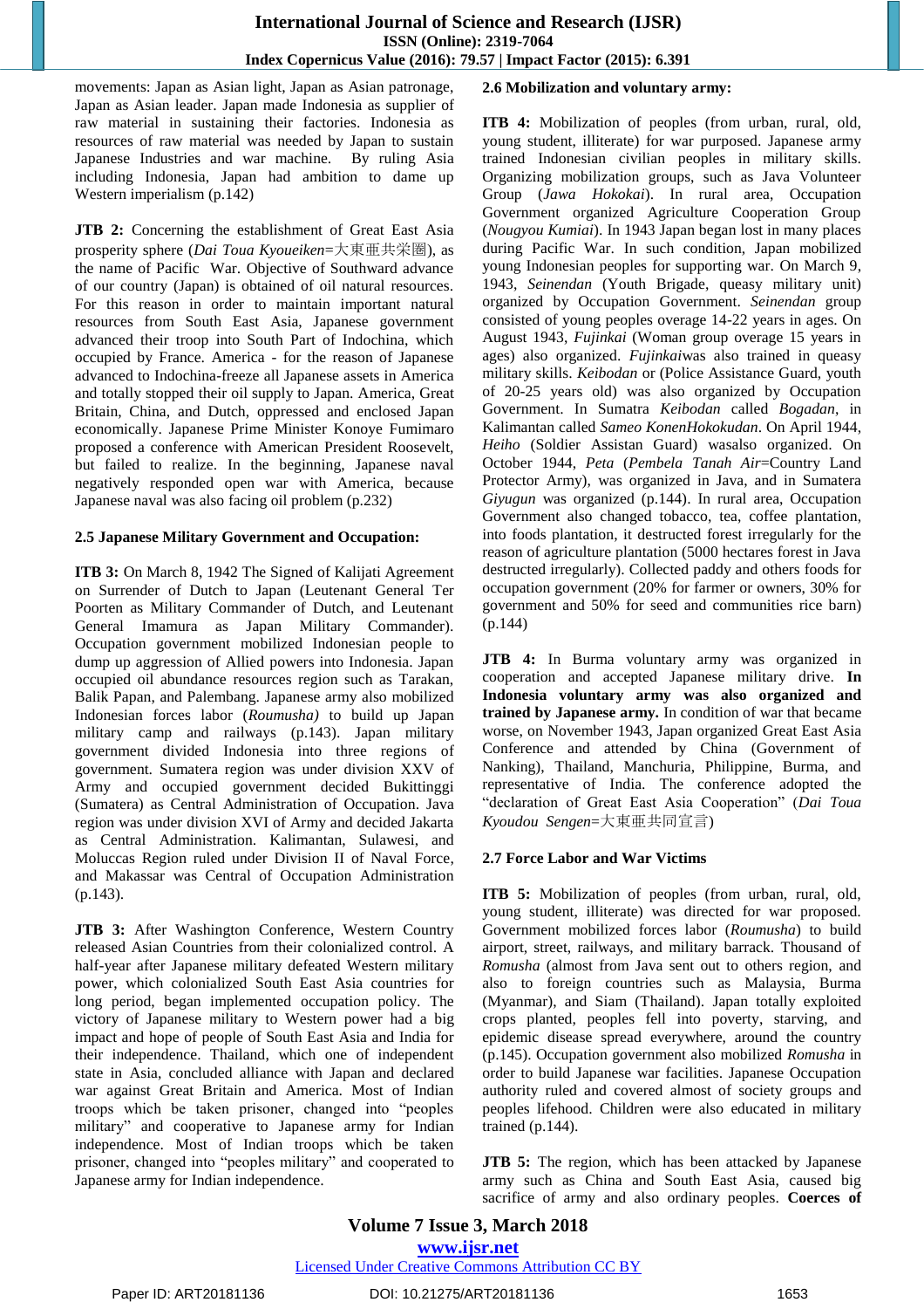movements: Japan as Asian light, Japan as Asian patronage, Japan as Asian leader. Japan made Indonesia as supplier of raw material in sustaining their factories. Indonesia as resources of raw material was needed by Japan to sustain Japanese Industries and war machine. By ruling Asia including Indonesia, Japan had ambition to dame up Western imperialism (p.142)

**JTB 2:** Concerning the establishment of Great East Asia prosperity sphere (*Dai Toua Kyoueiken*=大東亜共栄圏), as the name of Pacific War. Objective of Southward advance of our country (Japan) is obtained of oil natural resources. For this reason in order to maintain important natural resources from South East Asia, Japanese government advanced their troop into South Part of Indochina, which occupied by France. America - for the reason of Japanese advanced to Indochina-freeze all Japanese assets in America and totally stopped their oil supply to Japan. America, Great Britain, China, and Dutch, oppressed and enclosed Japan economically. Japanese Prime Minister Konoye Fumimaro proposed a conference with American President Roosevelt, but failed to realize. In the beginning, Japanese naval negatively responded open war with America, because Japanese naval was also facing oil problem (p.232)

### 2.5 Japanese Military Government and Occupation:

**ITB 3:** On March 8, 1942 The Signed of Kalijati Agreement on Surrender of Dutch to Japan (Leutenant General Ter Poorten as Military Commander of Dutch, and Leutenant General Imamura as Japan Military Commander). Occupation government mobilized Indonesian people to dump up aggression of Allied powers into Indonesia. Japan occupied oil abundance resources region such as Tarakan, Balik Papan, and Palembang. Japanese army also mobilized Indonesian forces labor (*Roumusha)* to build up Japan military camp and railways (p.143). Japan military government divided Indonesia into three regions of government. Sumatera region was under division XXV of Army and occupied government decided Bukittinggi (Sumatera) as Central Administration of Occupation. Java region was under division XVI of Army and decided Jakarta as Central Administration. Kalimantan, Sulawesi, and Moluccas Region ruled under Division II of Naval Force, and Makassar was Central of Occupation Administration (p.143).

**JTB 3:** After Washington Conference, Western Country released Asian Countries from their colonialized control. A half-year after Japanese military defeated Western military power, which colonialized South East Asia countries for long period, began implemented occupation policy. The victory of Japanese military to Western power had a big impact and hope of people of South East Asia and India for their independence. Thailand, which one of independent state in Asia, concluded alliance with Japan and declared war against Great Britain and America. Most of Indian troops which be taken prisoner, changed into "peoples military" and cooperative to Japanese army for Indian independence. Most of Indian troops which be taken prisoner, changed into "peoples military" and cooperated to Japanese army for Indian independence.

### 2.6 Mobilization and voluntary army:

**ITB 4:** Mobilization of peoples (from urban, rural, old, young student, illiterate) for war purposed. Japanese army trained Indonesian civilian peoples in military skills. Organizing mobilization groups, such as Java Volunteer Group (*Jawa Hokokai*). In rural area, Occupation Government organized Agriculture Cooperation Group (*Nougyou Kumiai*). In 1943 Japan began lost in many places during Pacific War. In such condition, Japan mobilized young Indonesian peoples for supporting war. On March 9, 1943, *Seinendan* (Youth Brigade, queasy military unit) organized by Occupation Government. *Seinendan* group consisted of young peoples overage 14-22 years in ages. On August 1943, *Fujinkai* (Woman group overage 15 years in ages) also organized. *Fujinkai*was also trained in queasy military skills. *Keibodan* or (Police Assistance Guard, youth of 20-25 years old) was also organized by Occupation Government. In Sumatra *Keibodan* called *Bogadan*, in Kalimantan called *Sameo KonenHokokudan*. On April 1944, *Heiho* (Soldier Assistan Guard) wasalso organized. On October 1944, *Peta* (*Pembela Tanah Air*=Country Land Protector Army), was organized in Java, and in Sumatera *Giyugun* was organized (p.144). In rural area, Occupation Government also changed tobacco, tea, coffee plantation, into foods plantation, it destructed forest irregularly for the reason of agriculture plantation (5000 hectares forest in Java destructed irregularly). Collected paddy and others foods for occupation government (20% for farmer or owners, 30% for government and 50% for seed and communities rice barn) (p.144)

**JTB 4:** In Burma voluntary army was organized in cooperation and accepted Japanese military drive. **In Indonesia voluntary army was also organized and trained by Japanese army.** In condition of war that became worse, on November 1943, Japan organized Great East Asia Conference and attended by China (Government of Nanking), Thailand, Manchuria, Philippine, Burma, and representative of India. The conference adopted the "declaration of Great East Asia Cooperation" (*Dai Toua Kyoudou Sengen*=大東亜共同宣言)

### 2.7 Force Labor and War Victims

**ITB 5:** Mobilization of peoples (from urban, rural, old, young student, illiterate) was directed for war proposed. Government mobilized forces labor (*Roumusha*) to build airport, street, railways, and military barrack. Thousand of *Romusha* (almost from Java sent out to others region, and also to foreign countries such as Malaysia, Burma (Myanmar), and Siam (Thailand). Japan totally exploited crops planted, peoples fell into poverty, starving, and epidemic disease spread everywhere, around the country (p.145). Occupation government also mobilized *Romusha* in order to build Japanese war facilities. Japanese Occupation authority ruled and covered almost of society groups and peoples lifehood. Children were also educated in military trained (p.144).

**JTB 5:** The region, which has been attacked by Japanese army such as China and South East Asia, caused big sacrifice of army and also ordinary peoples. **Coerces of**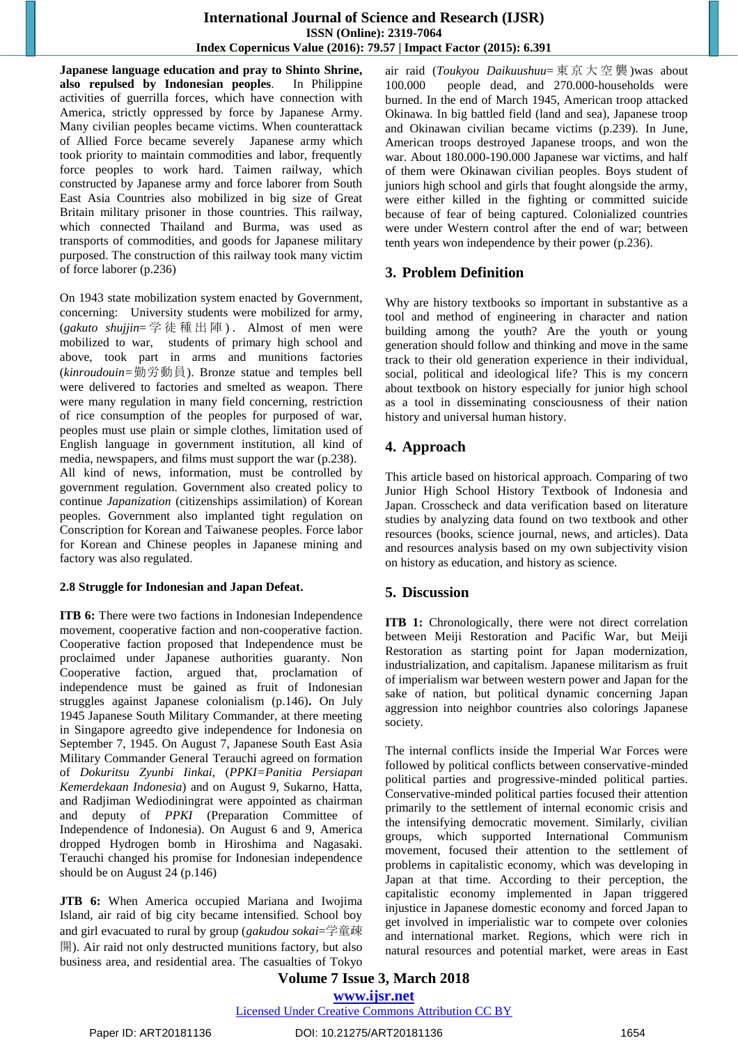**Japanese language education and pray to Shinto Shrine, also repulsed by Indonesian peoples**. In Philippine activities of guerrilla forces, which have connection with America, strictly oppressed by force by Japanese Army. Many civilian peoples became victims. When counterattack of Allied Force became severely Japanese army which took priority to maintain commodities and labor, frequently force peoples to work hard. Taimen railway, which constructed by Japanese army and force laborer from South East Asia Countries also mobilized in big size of Great Britain military prisoner in those countries. This railway, which connected Thailand and Burma, was used as transports of commodities, and goods for Japanese military purposed. The construction of this railway took many victim of force laborer (p.236)

On 1943 state mobilization system enacted by Government, concerning: University students were mobilized for army, (*gakuto shujjin*=学徒種出陣). Almost of men were mobilized to war, students of primary high school and above, took part in arms and munitions factories (*kinroudouin*=勤労動員). Bronze statue and temples bell were delivered to factories and smelted as weapon. There were many regulation in many field concerning, restriction of rice consumption of the peoples for purposed of war, peoples must use plain or simple clothes, limitation used of English language in government institution, all kind of media, newspapers, and films must support the war (p.238). All kind of news, information, must be controlled by government regulation. Government also created policy to continue *Japanization* (citizenships assimilation) of Korean peoples. Government also implanted tight regulation on Conscription for Korean and Taiwanese peoples. Force labor for Korean and Chinese peoples in Japanese mining and factory was also regulated.

### 2.8 Struggle for Indonesian and Japan Defeat.

**ITB 6:** There were two factions in Indonesian Independence movement, cooperative faction and non-cooperative faction. Cooperative faction proposed that Independence must be proclaimed under Japanese authorities guaranty. Non Cooperative faction, argued that, proclamation of independence must be gained as fruit of Indonesian struggles against Japanese colonialism (p.146)**.** On July 1945 Japanese South Military Commander, at there meeting in Singapore agreedto give independence for Indonesia on September 7, 1945. On August 7, Japanese South East Asia Military Commander General Terauchi agreed on formation of *Dokuritsu Zyunbi Iinkai*, (*PPKI=Panitia Persiapan Kemerdekaan Indonesia*) and on August 9, Sukarno, Hatta, and Radjiman Wediodiningrat were appointed as chairman and deputy of *PPKI* (Preparation Committee of Independence of Indonesia). On August 6 and 9, America dropped Hydrogen bomb in Hiroshima and Nagasaki. Terauchi changed his promise for Indonesian independence should be on August 24 (p.146)

**JTB 6:** When America occupied Mariana and Iwojima Island, air raid of big city became intensified. School boy and girl evacuated to rural by group (*gakudou sokai*=学童疎開). Air raid not only destructed munitions factory, but also business area, and residential area. The casualties of Tokyo air raid (*Toukyou Daikuushuu*=東京大空襲)was about 100.000 people dead, and 270.000-households were burned. In the end of March 1945, American troop attacked Okinawa. In big battled field (land and sea), Japanese troop and Okinawan civilian became victims (p.239). In June, American troops destroyed Japanese troops, and won the war. About 180.000-190.000 Japanese war victims, and half of them were Okinawan civilian peoples. Boys student of juniors high school and girls that fought alongside the army, were either killed in the fighting or committed suicide because of fear of being captured. Colonialized countries were under Western control after the end of war; between tenth years won independence by their power (p.236).

## 3. Problem Definition

Why are history textbooks so important in substantive as a tool and method of engineering in character and nation building among the youth? Are the youth or young generation should follow and thinking and move in the same track to their old generation experience in their individual, social, political and ideological life? This is my concern about textbook on history especially for junior high school as a tool in disseminating consciousness of their nation history and universal human history.

## 4. Approach

This article based on historical approach. Comparing of two Junior High School History Textbook of Indonesia and Japan. Crosscheck and data verification based on literature studies by analyzing data found on two textbook and other resources (books, science journal, news, and articles). Data and resources analysis based on my own subjectivity vision on history as education, and history as science.

## 5. Discussion

**ITB 1:** Chronologically, there were not direct correlation between Meiji Restoration and Pacific War, but Meiji Restoration as starting point for Japan modernization, industrialization, and capitalism. Japanese militarism as fruit of imperialism war between western power and Japan for the sake of nation, but political dynamic concerning Japan aggression into neighbor countries also colorings Japanese society.

The internal conflicts inside the Imperial War Forces were followed by political conflicts between conservative-minded political parties and progressive-minded political parties. Conservative-minded political parties focused their attention primarily to the settlement of internal economic crisis and the intensifying democratic movement. Similarly, civilian groups, which supported International Communism movement, focused their attention to the settlement of problems in capitalistic economy, which was developing in Japan at that time. According to their perception, the capitalistic economy implemented in Japan triggered injustice in Japanese domestic economy and forced Japan to get involved in imperialistic war to compete over colonies and international market. Regions, which were rich in natural resources and potential market, were areas in East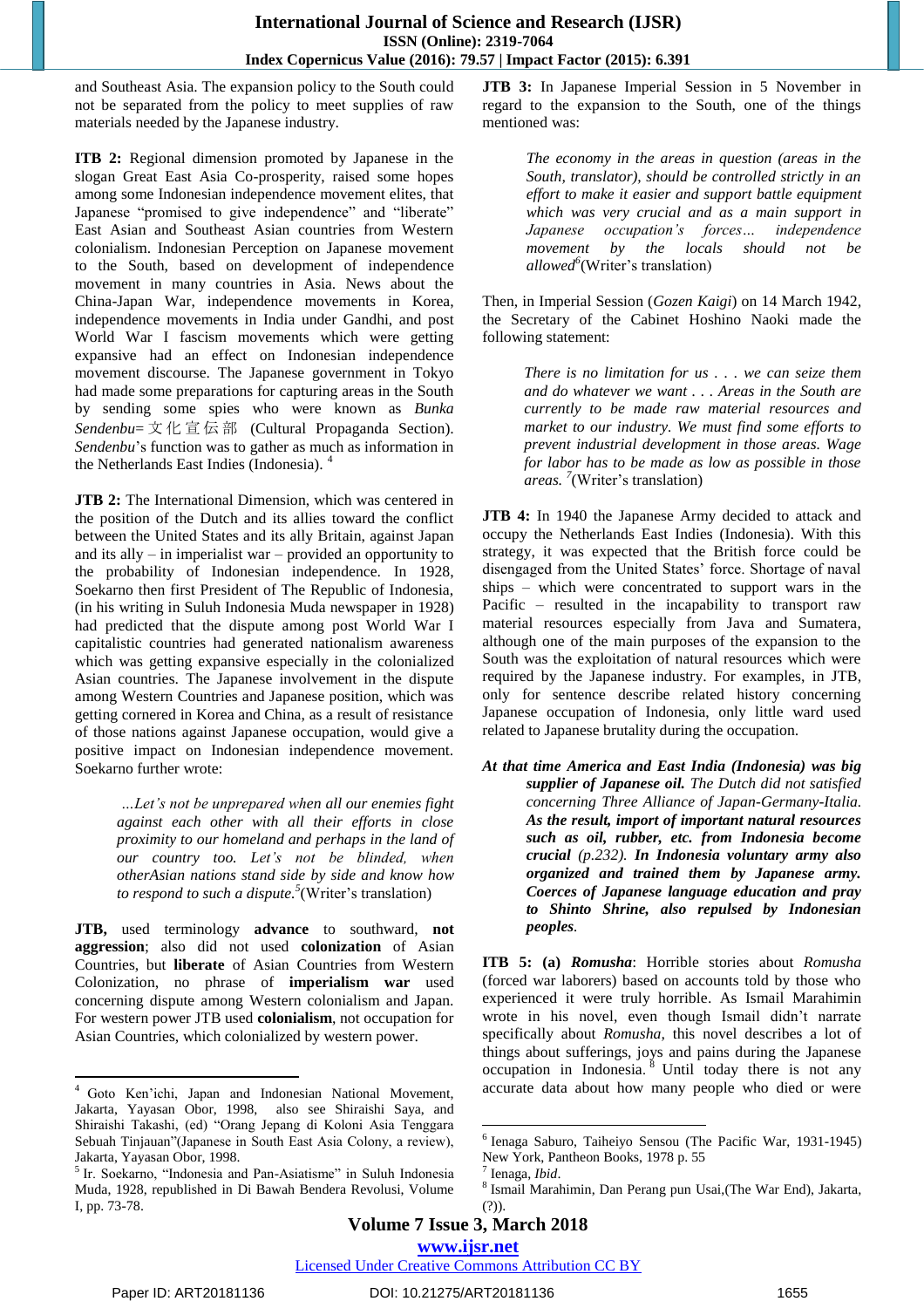and Southeast Asia. The expansion policy to the South could not be separated from the policy to meet supplies of raw materials needed by the Japanese industry.

**ITB 2:** Regional dimension promoted by Japanese in the slogan Great East Asia Co-prosperity, raised some hopes among some Indonesian independence movement elites, that Japanese "promised to give independence" and "liberate" East Asian and Southeast Asian countries from Western colonialism. Indonesian Perception on Japanese movement to the South, based on development of independence movement in many countries in Asia. News about the China-Japan War, independence movements in Korea, independence movements in India under Gandhi, and post World War I fascism movements which were getting expansive had an effect on Indonesian independence movement discourse. The Japanese government in Tokyo had made some preparations for capturing areas in the South by sending some spies who were known as *Bunka Sendenbu*= 文化宣伝部 (Cultural Propaganda Section). *Sendenbu*'s function was to gather as much as information in the Netherlands East Indies (Indonesia). [4]

**JTB 2:** The International Dimension, which was centered in the position of the Dutch and its allies toward the conflict between the United States and its ally Britain, against Japan and its ally – in imperialist war – provided an opportunity to the probability of Indonesian independence. In 1928, Soekarno then first President of The Republic of Indonesia, (in his writing in Suluh Indonesia Muda newspaper in 1928) had predicted that the dispute among post World War I capitalistic countries had generated nationalism awareness which was getting expansive especially in the colonialized Asian countries. The Japanese involvement in the dispute among Western Countries and Japanese position, which was getting cornered in Korea and China, as a result of resistance of those nations against Japanese occupation, would give a positive impact on Indonesian independence movement. Soekarno further wrote:

> *…Let's not be unprepared when all our enemies fight against each other with all their efforts in close proximity to our homeland and perhaps in the land of our country too. Let's not be blinded, when otherAsian nations stand side by side and know how to respond to such a dispute.*[5](Writer's translation)

**JTB,** used terminology **advance** to southward, **not aggression**; also did not used **colonization** of Asian Countries, but **liberate** of Asian Countries from Western Colonization, no phrase of **imperialism war** used concerning dispute among Western colonialism and Japan. For western power JTB used **colonialism**, not occupation for Asian Countries, which colonialized by western power.

**JTB 3:** In Japanese Imperial Session in 5 November in regard to the expansion to the South, one of the things mentioned was:

> *The economy in the areas in question (areas in the South, translator), should be controlled strictly in an effort to make it easier and support battle equipment which was very crucial and as a main support in Japanese occupation's forces… independence movement by the locals should not be allowed*[6](Writer's translation)

Then, in Imperial Session (*Gozen Kaigi*) on 14 March 1942, the Secretary of the Cabinet Hoshino Naoki made the following statement:

> *There is no limitation for us . . . we can seize them and do whatever we want . . . Areas in the South are currently to be made raw material resources and market to our industry. We must find some efforts to prevent industrial development in those areas. Wage for labor has to be made as low as possible in those areas.* [7](Writer's translation)

**JTB 4:** In 1940 the Japanese Army decided to attack and occupy the Netherlands East Indies (Indonesia). With this strategy, it was expected that the British force could be disengaged from the United States' force. Shortage of naval ships – which were concentrated to support wars in the Pacific – resulted in the incapability to transport raw material resources especially from Java and Sumatera, although one of the main purposes of the expansion to the South was the exploitation of natural resources which were required by the Japanese industry. For examples, in JTB, only for sentence describe related history concerning Japanese occupation of Indonesia, only little ward used related to Japanese brutality during the occupation.

> ***At that time America and East India (Indonesia) was big supplier of Japanese oil.*** *The Dutch did not satisfied concerning Three Alliance of Japan-Germany-Italia.* ***As the result, import of important natural resources such as oil, rubber, etc. from Indonesia become crucial*** *(p.232).* ***In Indonesia voluntary army also organized and trained them by Japanese army. Coerces of Japanese language education and pray to Shinto Shrine, also repulsed by Indonesian*** *peoples.*

**ITB 5: (a)** ***Romusha***: Horrible stories about *Romusha* (forced war laborers) based on accounts told by those who experienced it were truly horrible. As Ismail Marahimin wrote in his novel, even though Ismail didn't narrate specifically about *Romusha*, this novel describes a lot of things about sufferings, joys and pains during the Japanese occupation in Indonesia. [8] Until today there is not any accurate data about how many people who died or were

---

[4] Goto Ken'ichi, Japan and Indonesian National Movement, Jakarta, Yayasan Obor, 1998, also see Shiraishi Saya, and Shiraishi Takashi, (ed) "Orang Jepang di Koloni Asia Tenggara Sebuah Tinjauan"(Japanese in South East Asia Colony, a review), Jakarta, Yayasan Obor, 1998.

[5] Ir. Soekarno, "Indonesia and Pan-Asiatisme" in Suluh Indonesia Muda, 1928, republished in Di Bawah Bendera Revolusi, Volume I, pp. 73-78.

[6] Ienaga Saburo, Taiheiyo Sensou (The Pacific War, 1931-1945) New York, Pantheon Books, 1978 p. 55

[7] Ienaga, *Ibid*.

[8] Ismail Marahimin, Dan Perang pun Usai,(The War End), Jakarta, (?)).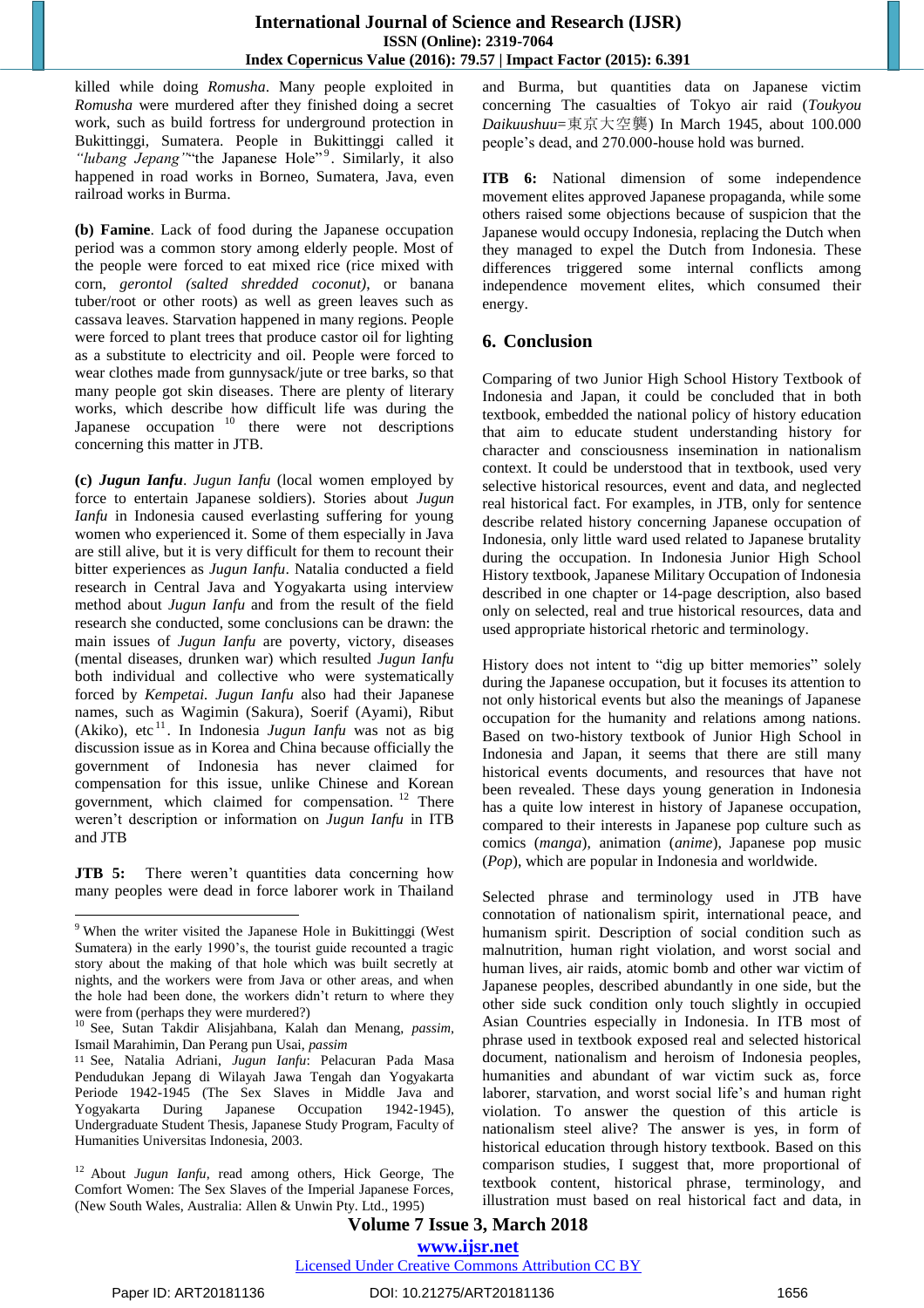killed while doing *Romusha*. Many people exploited in *Romusha* were murdered after they finished doing a secret work, such as build fortress for underground protection in Bukittinggi, Sumatera. People in Bukittinggi called it *"lubang Jepang"*"the Japanese Hole"[9]. Similarly, it also happened in road works in Borneo, Sumatera, Java, even railroad works in Burma.

**(b) Famine**. Lack of food during the Japanese occupation period was a common story among elderly people. Most of the people were forced to eat mixed rice (rice mixed with corn, *gerontol (salted shredded coconut)*, or banana tuber/root or other roots) as well as green leaves such as cassava leaves. Starvation happened in many regions. People were forced to plant trees that produce castor oil for lighting as a substitute to electricity and oil. People were forced to wear clothes made from gunnysack/jute or tree barks, so that many people got skin diseases. There are plenty of literary works, which describe how difficult life was during the Japanese occupation [10] there were not descriptions concerning this matter in JTB.

**(c) *Jugun Ianfu***. *Jugun Ianfu* (local women employed by force to entertain Japanese soldiers). Stories about *Jugun Ianfu* in Indonesia caused everlasting suffering for young women who experienced it. Some of them especially in Java are still alive, but it is very difficult for them to recount their bitter experiences as *Jugun Ianfu*. Natalia conducted a field research in Central Java and Yogyakarta using interview method about *Jugun Ianfu* and from the result of the field research she conducted, some conclusions can be drawn: the main issues of *Jugun Ianfu* are poverty, victory, diseases (mental diseases, drunken war) which resulted *Jugun Ianfu* both individual and collective who were systematically forced by *Kempetai*. *Jugun Ianfu* also had their Japanese names, such as Wagimin (Sakura), Soerif (Ayami), Ribut (Akiko), etc[11]. In Indonesia *Jugun Ianfu* was not as big discussion issue as in Korea and China because officially the government of Indonesia has never claimed for compensation for this issue, unlike Chinese and Korean government, which claimed for compensation. [12] There weren't description or information on *Jugun Ianfu* in ITB and JTB

**JTB 5:** There weren't quantities data concerning how many peoples were dead in force laborer work in Thailand and Burma, but quantities data on Japanese victim concerning The casualties of Tokyo air raid (*Toukyou Daikuushuu*=東京大空襲) In March 1945, about 100.000 people's dead, and 270.000-house hold was burned.

**ITB 6:** National dimension of some independence movement elites approved Japanese propaganda, while some others raised some objections because of suspicion that the Japanese would occupy Indonesia, replacing the Dutch when they managed to expel the Dutch from Indonesia. These differences triggered some internal conflicts among independence movement elites, which consumed their energy.

## 6. Conclusion

Comparing of two Junior High School History Textbook of Indonesia and Japan, it could be concluded that in both textbook, embedded the national policy of history education that aim to educate student understanding history for character and consciousness insemination in nationalism context. It could be understood that in textbook, used very selective historical resources, event and data, and neglected real historical fact. For examples, in JTB, only for sentence describe related history concerning Japanese occupation of Indonesia, only little ward used related to Japanese brutality during the occupation. In Indonesia Junior High School History textbook, Japanese Military Occupation of Indonesia described in one chapter or 14-page description, also based only on selected, real and true historical resources, data and used appropriate historical rhetoric and terminology.

History does not intent to "dig up bitter memories" solely during the Japanese occupation, but it focuses its attention to not only historical events but also the meanings of Japanese occupation for the humanity and relations among nations. Based on two-history textbook of Junior High School in Indonesia and Japan, it seems that there are still many historical events documents, and resources that have not been revealed. These days young generation in Indonesia has a quite low interest in history of Japanese occupation, compared to their interests in Japanese pop culture such as comics (*manga*), animation (*anime*), Japanese pop music (*Pop*), which are popular in Indonesia and worldwide.

Selected phrase and terminology used in JTB have connotation of nationalism spirit, international peace, and humanism spirit. Description of social condition such as malnutrition, human right violation, and worst social and human lives, air raids, atomic bomb and other war victim of Japanese peoples, described abundantly in one side, but the other side suck condition only touch slightly in occupied Asian Countries especially in Indonesia. In ITB most of phrase used in textbook exposed real and selected historical document, nationalism and heroism of Indonesia peoples, humanities and abundant of war victim suck as, force laborer, starvation, and worst social life's and human right violation. To answer the question of this article is nationalism steel alive? The answer is yes, in form of historical education through history textbook. Based on this comparison studies, I suggest that, more proportional of textbook content, historical phrase, terminology, and illustration must based on real historical fact and data, in

---

[9] When the writer visited the Japanese Hole in Bukittinggi (West Sumatera) in the early 1990's, the tourist guide recounted a tragic story about the making of that hole which was built secretly at nights, and the workers were from Java or other areas, and when the hole had been done, the workers didn't return to where they were from (perhaps they were murdered?)

[10] See, Sutan Takdir Alisjahbana, Kalah dan Menang, *passim*, Ismail Marahimin, Dan Perang pun Usai, *passim*

[11] See, Natalia Adriani, *Jugun Ianfu*: Pelacuran Pada Masa Pendudukan Jepang di Wilayah Jawa Tengah dan Yogyakarta Periode 1942-1945 (The Sex Slaves in Middle Java and Yogyakarta During Japanese Occupation 1942-1945), Undergraduate Student Thesis, Japanese Study Program, Faculty of Humanities Universitas Indonesia, 2003.

[12] About *Jugun Ianfu*, read among others, Hick George, The Comfort Women: The Sex Slaves of the Imperial Japanese Forces, (New South Wales, Australia: Allen & Unwin Pty. Ltd., 1995)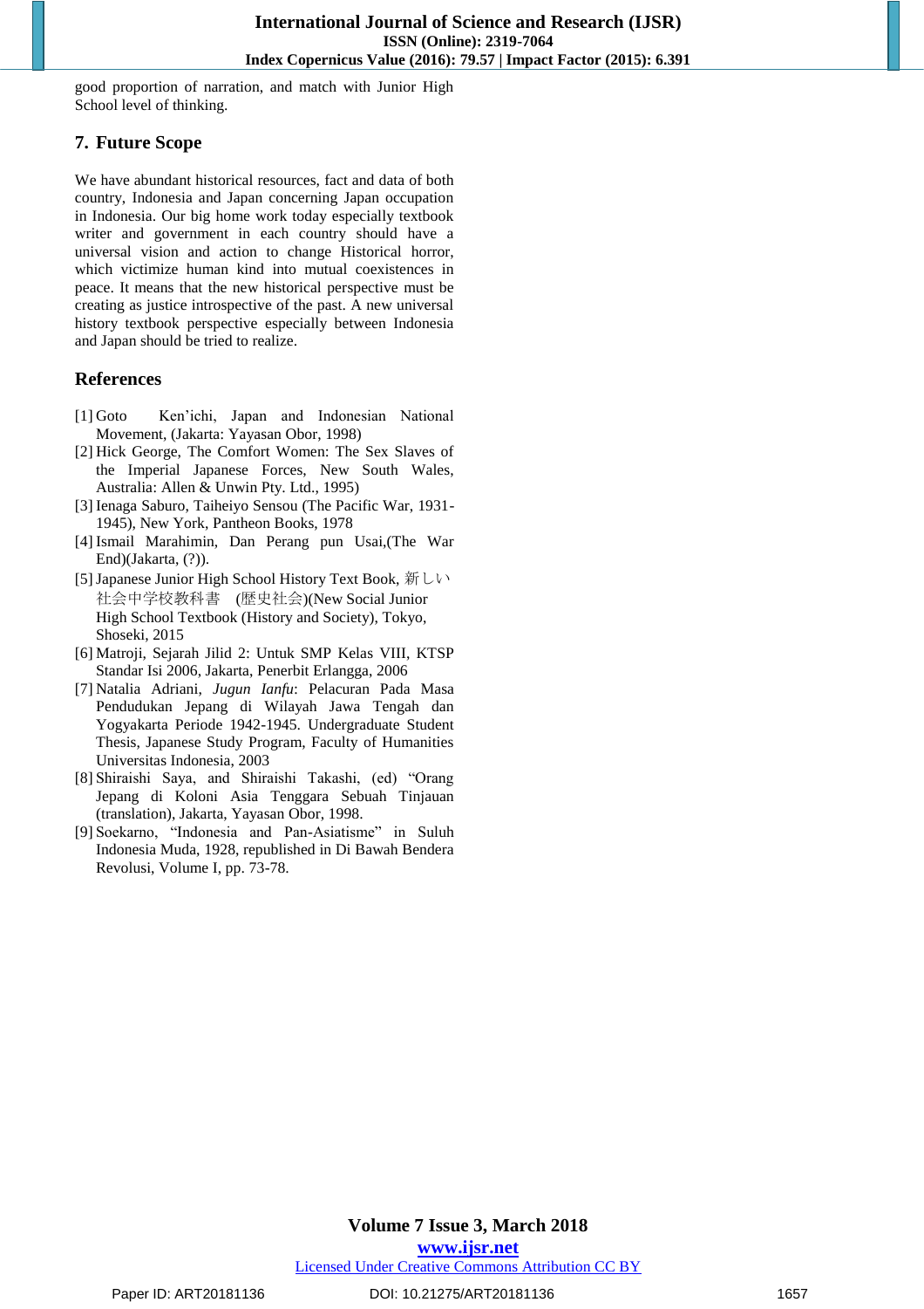good proportion of narration, and match with Junior High School level of thinking.

## 7. Future Scope

We have abundant historical resources, fact and data of both country, Indonesia and Japan concerning Japan occupation in Indonesia. Our big home work today especially textbook writer and government in each country should have a universal vision and action to change Historical horror, which victimize human kind into mutual coexistences in peace. It means that the new historical perspective must be creating as justice introspective of the past. A new universal history textbook perspective especially between Indonesia and Japan should be tried to realize.

## References

[1] Goto Ken'ichi, Japan and Indonesian National Movement, (Jakarta: Yayasan Obor, 1998)

[2] Hick George, The Comfort Women: The Sex Slaves of the Imperial Japanese Forces, New South Wales, Australia: Allen & Unwin Pty. Ltd., 1995)

[3] Ienaga Saburo, Taiheiyo Sensou (The Pacific War, 1931-1945), New York, Pantheon Books, 1978

[4] Ismail Marahimin, Dan Perang pun Usai,(The War End)(Jakarta, (?)).

[5] Japanese Junior High School History Text Book, 新しい社会中学校教科書 (歴史社会)(New Social Junior High School Textbook (History and Society), Tokyo, Shoseki, 2015

[6] Matroji, Sejarah Jilid 2: Untuk SMP Kelas VIII, KTSP Standar Isi 2006, Jakarta, Penerbit Erlangga, 2006

[7] Natalia Adriani, *Jugun Ianfu*: Pelacuran Pada Masa Pendudukan Jepang di Wilayah Jawa Tengah dan Yogyakarta Periode 1942-1945. Undergraduate Student Thesis, Japanese Study Program, Faculty of Humanities Universitas Indonesia, 2003

[8] Shiraishi Saya, and Shiraishi Takashi, (ed) "Orang Jepang di Koloni Asia Tenggara Sebuah Tinjauan (translation), Jakarta, Yayasan Obor, 1998.

[9] Soekarno, "Indonesia and Pan-Asiatisme" in Suluh Indonesia Muda, 1928, republished in Di Bawah Bendera Revolusi, Volume I, pp. 73-78.